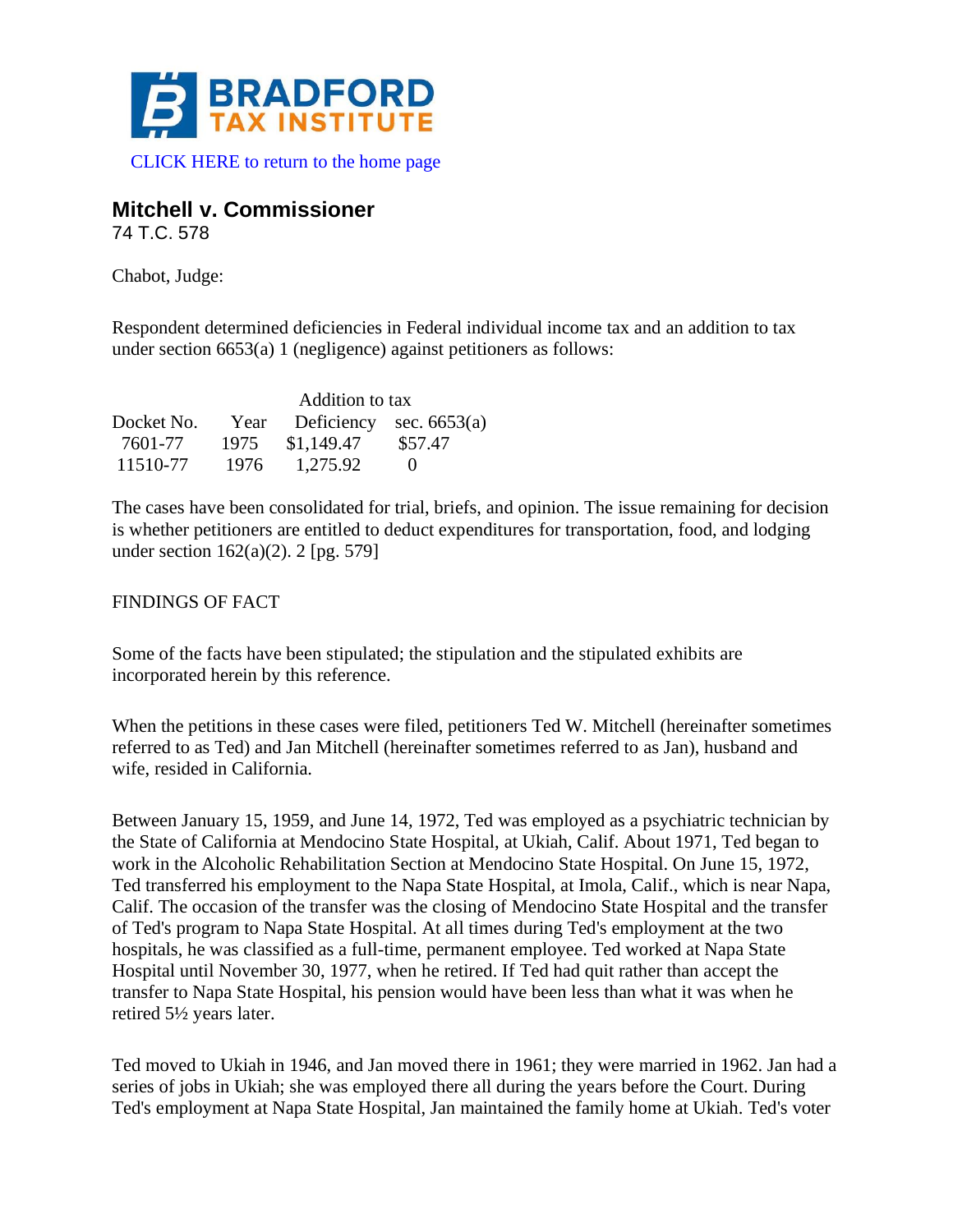# BRADFORD TAX INSTITUTE

CLICK HERE to return to the home page

## Mitchell v. Commissioner

74 T.C. 578

Chabot, Judge:

Respondent determined deficiencies in Federal individual income tax and an addition to tax under section 6653(a) 1 (negligence) against petitioners as follows:

| Docket No. | Year | Deficiency | Addition to tax sec. 6653(a) |
|---|---|---|---|
| 7601-77 | 1975 | $1,149.47 | $57.47 |
| 11510-77 | 1976 | 1,275.92 | 0 |

The cases have been consolidated for trial, briefs, and opinion. The issue remaining for decision is whether petitioners are entitled to deduct expenditures for transportation, food, and lodging under section 162(a)(2). 2 [pg. 579]

FINDINGS OF FACT

Some of the facts have been stipulated; the stipulation and the stipulated exhibits are incorporated herein by this reference.

When the petitions in these cases were filed, petitioners Ted W. Mitchell (hereinafter sometimes referred to as Ted) and Jan Mitchell (hereinafter sometimes referred to as Jan), husband and wife, resided in California.

Between January 15, 1959, and June 14, 1972, Ted was employed as a psychiatric technician by the State of California at Mendocino State Hospital, at Ukiah, Calif. About 1971, Ted began to work in the Alcoholic Rehabilitation Section at Mendocino State Hospital. On June 15, 1972, Ted transferred his employment to the Napa State Hospital, at Imola, Calif., which is near Napa, Calif. The occasion of the transfer was the closing of Mendocino State Hospital and the transfer of Ted's program to Napa State Hospital. At all times during Ted's employment at the two hospitals, he was classified as a full-time, permanent employee. Ted worked at Napa State Hospital until November 30, 1977, when he retired. If Ted had quit rather than accept the transfer to Napa State Hospital, his pension would have been less than what it was when he retired 5½ years later.

Ted moved to Ukiah in 1946, and Jan moved there in 1961; they were married in 1962. Jan had a series of jobs in Ukiah; she was employed there all during the years before the Court. During Ted's employment at Napa State Hospital, Jan maintained the family home at Ukiah. Ted's voter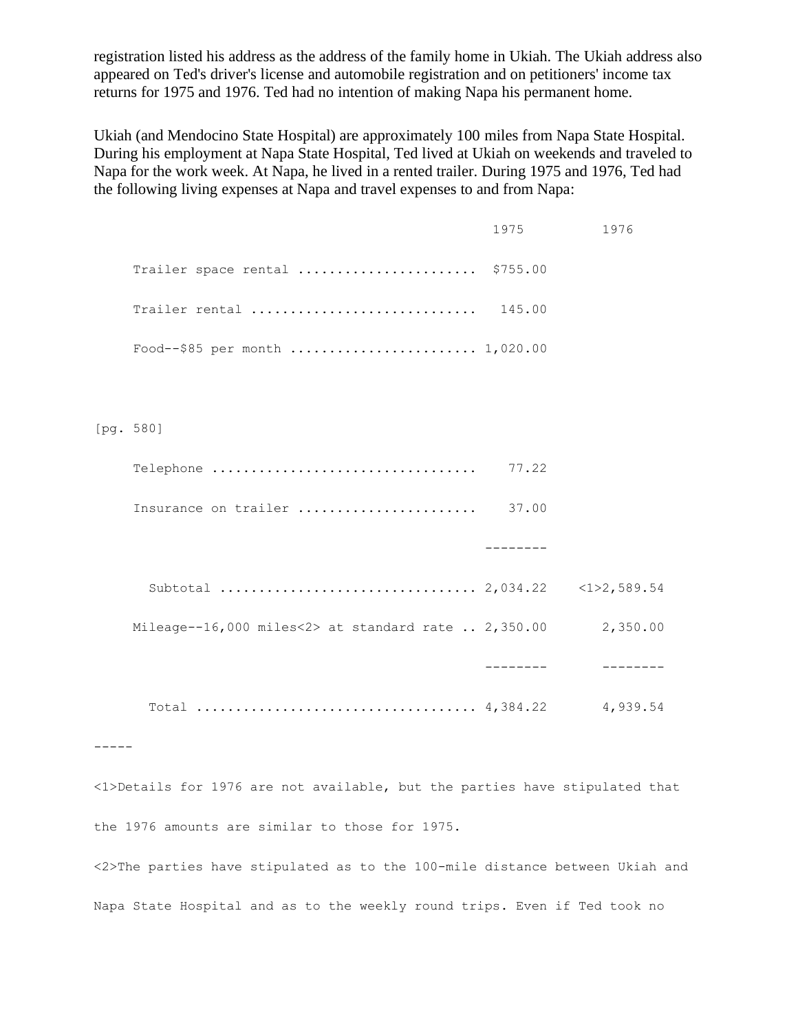registration listed his address as the address of the family home in Ukiah. The Ukiah address also appeared on Ted's driver's license and automobile registration and on petitioners' income tax returns for 1975 and 1976. Ted had no intention of making Napa his permanent home.

Ukiah (and Mendocino State Hospital) are approximately 100 miles from Napa State Hospital. During his employment at Napa State Hospital, Ted lived at Ukiah on weekends and traveled to Napa for the work week. At Napa, he lived in a rented trailer. During 1975 and 1976, Ted had the following living expenses at Napa and travel expenses to and from Napa:

| | 1975 | 1976 |
|---|---|---|
| Trailer space rental | $755.00 | |
| Trailer rental | 145.00 | |
| Food--$85 per month | 1,020.00 | |
| Telephone | 77.22 | |
| Insurance on trailer | 37.00 | |
| Subtotal | 2,034.22 | <1>2,589.54 |
| Mileage--16,000 miles<2> at standard rate | 2,350.00 | 2,350.00 |
| Total | 4,384.22 | 4,939.54 |

[pg. 580]

-----

<1>Details for 1976 are not available, but the parties have stipulated that the 1976 amounts are similar to those for 1975.

<2>The parties have stipulated as to the 100-mile distance between Ukiah and Napa State Hospital and as to the weekly round trips. Even if Ted took no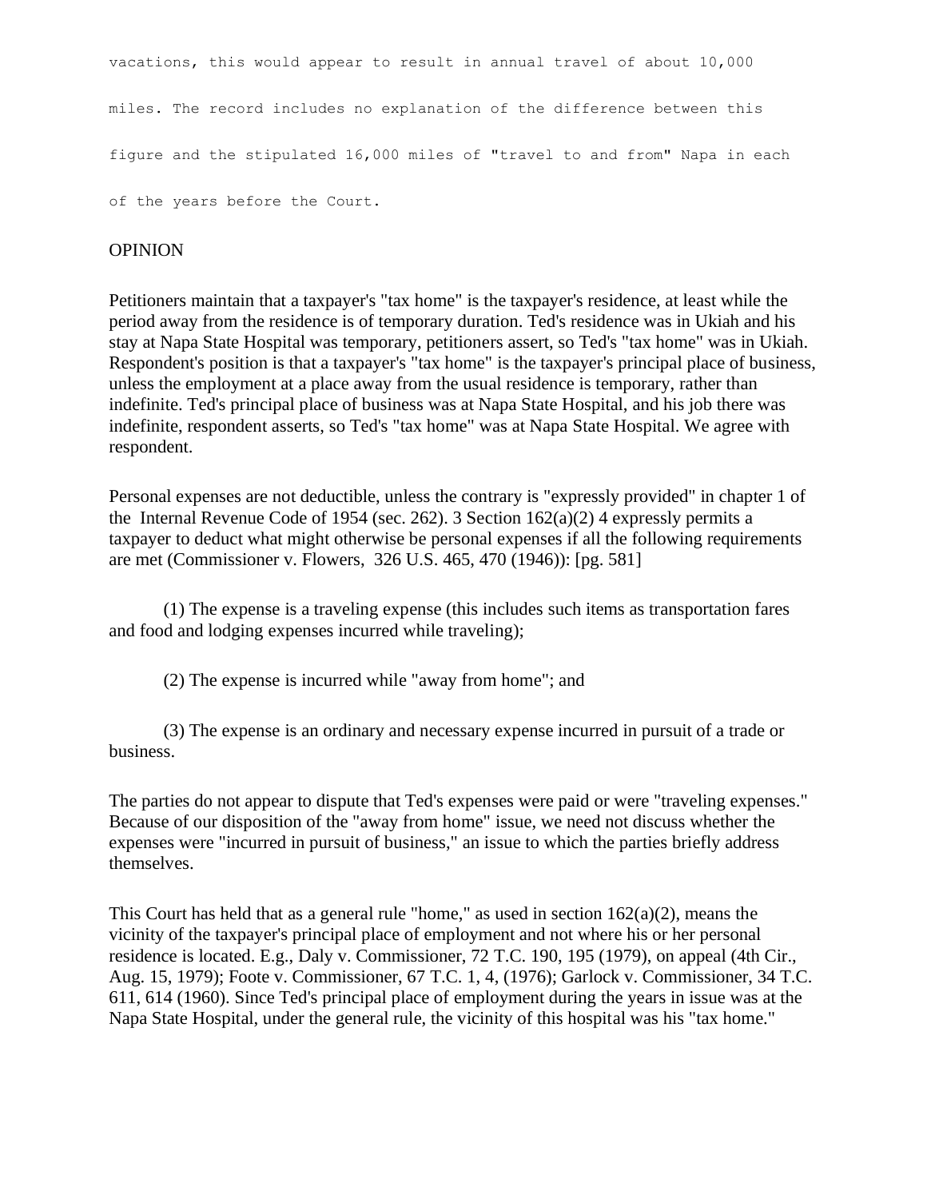vacations, this would appear to result in annual travel of about 10,000 miles. The record includes no explanation of the difference between this figure and the stipulated 16,000 miles of "travel to and from" Napa in each of the years before the Court.

## OPINION

Petitioners maintain that a taxpayer's "tax home" is the taxpayer's residence, at least while the period away from the residence is of temporary duration. Ted's residence was in Ukiah and his stay at Napa State Hospital was temporary, petitioners assert, so Ted's "tax home" was in Ukiah. Respondent's position is that a taxpayer's "tax home" is the taxpayer's principal place of business, unless the employment at a place away from the usual residence is temporary, rather than indefinite. Ted's principal place of business was at Napa State Hospital, and his job there was indefinite, respondent asserts, so Ted's "tax home" was at Napa State Hospital. We agree with respondent.

Personal expenses are not deductible, unless the contrary is "expressly provided" in chapter 1 of the Internal Revenue Code of 1954 (sec. 262). 3 Section 162(a)(2) 4 expressly permits a taxpayer to deduct what might otherwise be personal expenses if all the following requirements are met (Commissioner v. Flowers, 326 U.S. 465, 470 (1946)): [pg. 581]

(1) The expense is a traveling expense (this includes such items as transportation fares and food and lodging expenses incurred while traveling);

(2) The expense is incurred while "away from home"; and

(3) The expense is an ordinary and necessary expense incurred in pursuit of a trade or business.

The parties do not appear to dispute that Ted's expenses were paid or were "traveling expenses." Because of our disposition of the "away from home" issue, we need not discuss whether the expenses were "incurred in pursuit of business," an issue to which the parties briefly address themselves.

This Court has held that as a general rule "home," as used in section 162(a)(2), means the vicinity of the taxpayer's principal place of employment and not where his or her personal residence is located. E.g., Daly v. Commissioner, 72 T.C. 190, 195 (1979), on appeal (4th Cir., Aug. 15, 1979); Foote v. Commissioner, 67 T.C. 1, 4, (1976); Garlock v. Commissioner, 34 T.C. 611, 614 (1960). Since Ted's principal place of employment during the years in issue was at the Napa State Hospital, under the general rule, the vicinity of this hospital was his "tax home."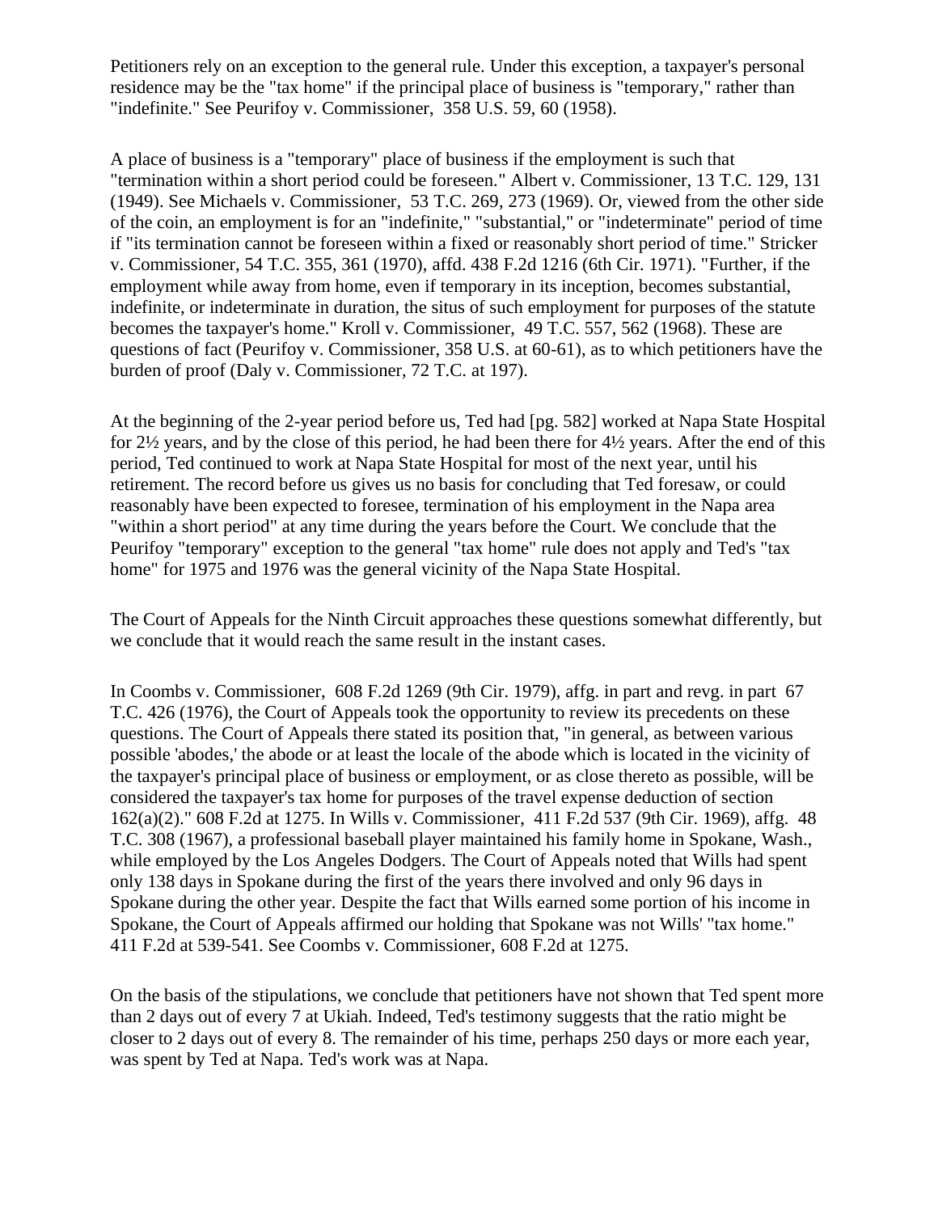Petitioners rely on an exception to the general rule. Under this exception, a taxpayer's personal residence may be the "tax home" if the principal place of business is "temporary," rather than "indefinite." See Peurifoy v. Commissioner, 358 U.S. 59, 60 (1958).

A place of business is a "temporary" place of business if the employment is such that "termination within a short period could be foreseen." Albert v. Commissioner, 13 T.C. 129, 131 (1949). See Michaels v. Commissioner, 53 T.C. 269, 273 (1969). Or, viewed from the other side of the coin, an employment is for an "indefinite," "substantial," or "indeterminate" period of time if "its termination cannot be foreseen within a fixed or reasonably short period of time." Stricker v. Commissioner, 54 T.C. 355, 361 (1970), affd. 438 F.2d 1216 (6th Cir. 1971). "Further, if the employment while away from home, even if temporary in its inception, becomes substantial, indefinite, or indeterminate in duration, the situs of such employment for purposes of the statute becomes the taxpayer's home." Kroll v. Commissioner, 49 T.C. 557, 562 (1968). These are questions of fact (Peurifoy v. Commissioner, 358 U.S. at 60-61), as to which petitioners have the burden of proof (Daly v. Commissioner, 72 T.C. at 197).

At the beginning of the 2-year period before us, Ted had [pg. 582] worked at Napa State Hospital for 2½ years, and by the close of this period, he had been there for 4½ years. After the end of this period, Ted continued to work at Napa State Hospital for most of the next year, until his retirement. The record before us gives us no basis for concluding that Ted foresaw, or could reasonably have been expected to foresee, termination of his employment in the Napa area "within a short period" at any time during the years before the Court. We conclude that the Peurifoy "temporary" exception to the general "tax home" rule does not apply and Ted's "tax home" for 1975 and 1976 was the general vicinity of the Napa State Hospital.

The Court of Appeals for the Ninth Circuit approaches these questions somewhat differently, but we conclude that it would reach the same result in the instant cases.

In Coombs v. Commissioner, 608 F.2d 1269 (9th Cir. 1979), affg. in part and revg. in part 67 T.C. 426 (1976), the Court of Appeals took the opportunity to review its precedents on these questions. The Court of Appeals there stated its position that, "in general, as between various possible 'abodes,' the abode or at least the locale of the abode which is located in the vicinity of the taxpayer's principal place of business or employment, or as close thereto as possible, will be considered the taxpayer's tax home for purposes of the travel expense deduction of section 162(a)(2)." 608 F.2d at 1275. In Wills v. Commissioner, 411 F.2d 537 (9th Cir. 1969), affg. 48 T.C. 308 (1967), a professional baseball player maintained his family home in Spokane, Wash., while employed by the Los Angeles Dodgers. The Court of Appeals noted that Wills had spent only 138 days in Spokane during the first of the years there involved and only 96 days in Spokane during the other year. Despite the fact that Wills earned some portion of his income in Spokane, the Court of Appeals affirmed our holding that Spokane was not Wills' "tax home." 411 F.2d at 539-541. See Coombs v. Commissioner, 608 F.2d at 1275.

On the basis of the stipulations, we conclude that petitioners have not shown that Ted spent more than 2 days out of every 7 at Ukiah. Indeed, Ted's testimony suggests that the ratio might be closer to 2 days out of every 8. The remainder of his time, perhaps 250 days or more each year, was spent by Ted at Napa. Ted's work was at Napa.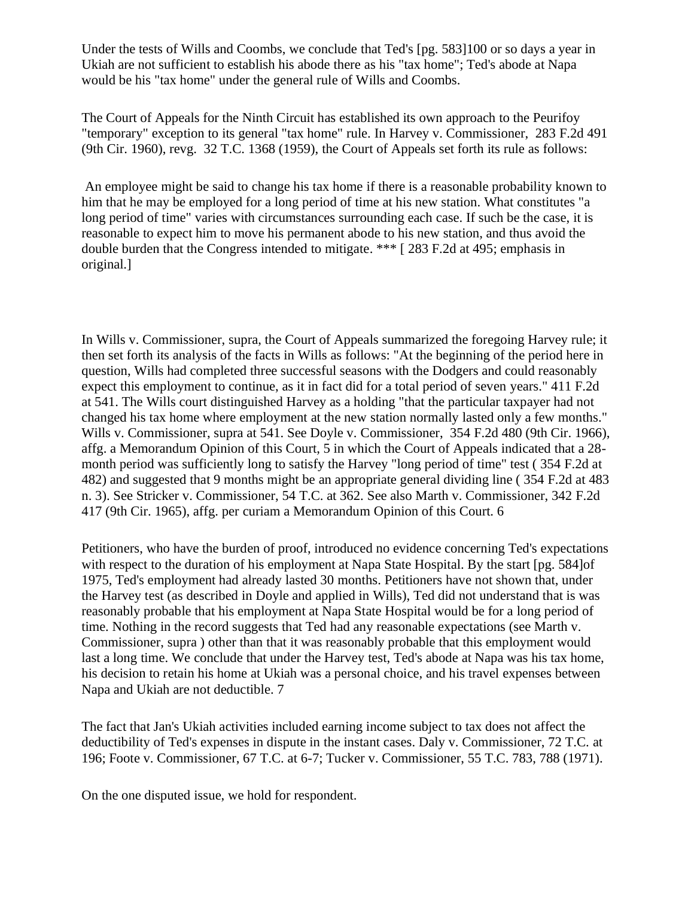Under the tests of Wills and Coombs, we conclude that Ted's [pg. 583]100 or so days a year in Ukiah are not sufficient to establish his abode there as his "tax home"; Ted's abode at Napa would be his "tax home" under the general rule of Wills and Coombs.

The Court of Appeals for the Ninth Circuit has established its own approach to the Peurifoy "temporary" exception to its general "tax home" rule. In Harvey v. Commissioner, 283 F.2d 491 (9th Cir. 1960), revg. 32 T.C. 1368 (1959), the Court of Appeals set forth its rule as follows:

An employee might be said to change his tax home if there is a reasonable probability known to him that he may be employed for a long period of time at his new station. What constitutes "a long period of time" varies with circumstances surrounding each case. If such be the case, it is reasonable to expect him to move his permanent abode to his new station, and thus avoid the double burden that the Congress intended to mitigate. *** [ 283 F.2d at 495; emphasis in original.]

In Wills v. Commissioner, supra, the Court of Appeals summarized the foregoing Harvey rule; it then set forth its analysis of the facts in Wills as follows: "At the beginning of the period here in question, Wills had completed three successful seasons with the Dodgers and could reasonably expect this employment to continue, as it in fact did for a total period of seven years." 411 F.2d at 541. The Wills court distinguished Harvey as a holding "that the particular taxpayer had not changed his tax home where employment at the new station normally lasted only a few months." Wills v. Commissioner, supra at 541. See Doyle v. Commissioner, 354 F.2d 480 (9th Cir. 1966), affg. a Memorandum Opinion of this Court, 5 in which the Court of Appeals indicated that a 28-month period was sufficiently long to satisfy the Harvey "long period of time" test ( 354 F.2d at 482) and suggested that 9 months might be an appropriate general dividing line ( 354 F.2d at 483 n. 3). See Stricker v. Commissioner, 54 T.C. at 362. See also Marth v. Commissioner, 342 F.2d 417 (9th Cir. 1965), affg. per curiam a Memorandum Opinion of this Court. 6

Petitioners, who have the burden of proof, introduced no evidence concerning Ted's expectations with respect to the duration of his employment at Napa State Hospital. By the start [pg. 584]of 1975, Ted's employment had already lasted 30 months. Petitioners have not shown that, under the Harvey test (as described in Doyle and applied in Wills), Ted did not understand that is was reasonably probable that his employment at Napa State Hospital would be for a long period of time. Nothing in the record suggests that Ted had any reasonable expectations (see Marth v. Commissioner, supra ) other than that it was reasonably probable that this employment would last a long time. We conclude that under the Harvey test, Ted's abode at Napa was his tax home, his decision to retain his home at Ukiah was a personal choice, and his travel expenses between Napa and Ukiah are not deductible. 7

The fact that Jan's Ukiah activities included earning income subject to tax does not affect the deductibility of Ted's expenses in dispute in the instant cases. Daly v. Commissioner, 72 T.C. at 196; Foote v. Commissioner, 67 T.C. at 6-7; Tucker v. Commissioner, 55 T.C. 783, 788 (1971).

On the one disputed issue, we hold for respondent.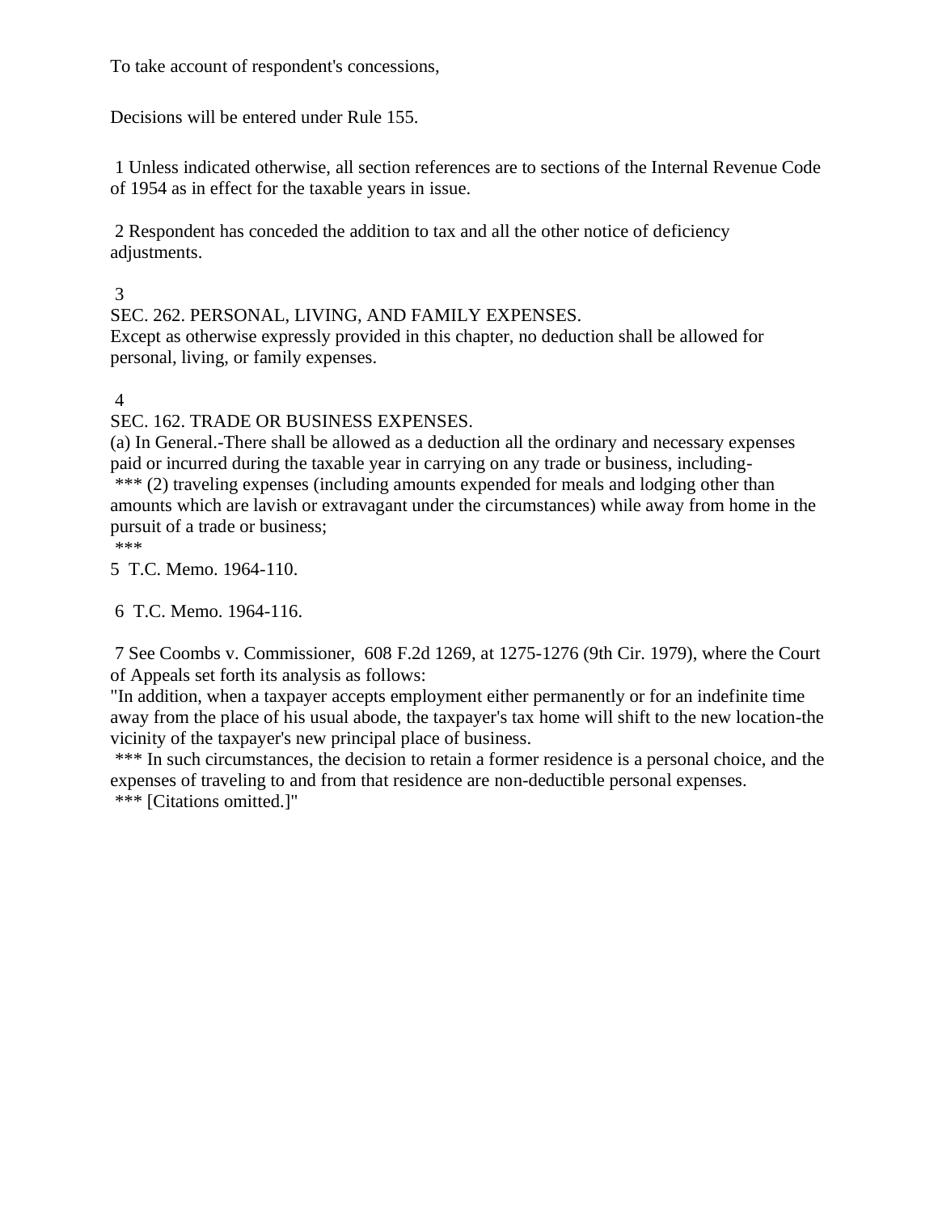To take account of respondent's concessions,

Decisions will be entered under Rule 155.

1 Unless indicated otherwise, all section references are to sections of the Internal Revenue Code of 1954 as in effect for the taxable years in issue.

2 Respondent has conceded the addition to tax and all the other notice of deficiency adjustments.

3
SEC. 262. PERSONAL, LIVING, AND FAMILY EXPENSES.
Except as otherwise expressly provided in this chapter, no deduction shall be allowed for personal, living, or family expenses.

4
SEC. 162. TRADE OR BUSINESS EXPENSES.
(a) In General.-There shall be allowed as a deduction all the ordinary and necessary expenses paid or incurred during the taxable year in carrying on any trade or business, including-
*** (2) traveling expenses (including amounts expended for meals and lodging other than amounts which are lavish or extravagant under the circumstances) while away from home in the pursuit of a trade or business;
***

5 T.C. Memo. 1964-110.

6 T.C. Memo. 1964-116.

7 See Coombs v. Commissioner, 608 F.2d 1269, at 1275-1276 (9th Cir. 1979), where the Court of Appeals set forth its analysis as follows:
"In addition, when a taxpayer accepts employment either permanently or for an indefinite time away from the place of his usual abode, the taxpayer's tax home will shift to the new location-the vicinity of the taxpayer's new principal place of business.
*** In such circumstances, the decision to retain a former residence is a personal choice, and the expenses of traveling to and from that residence are non-deductible personal expenses.
*** [Citations omitted.]"